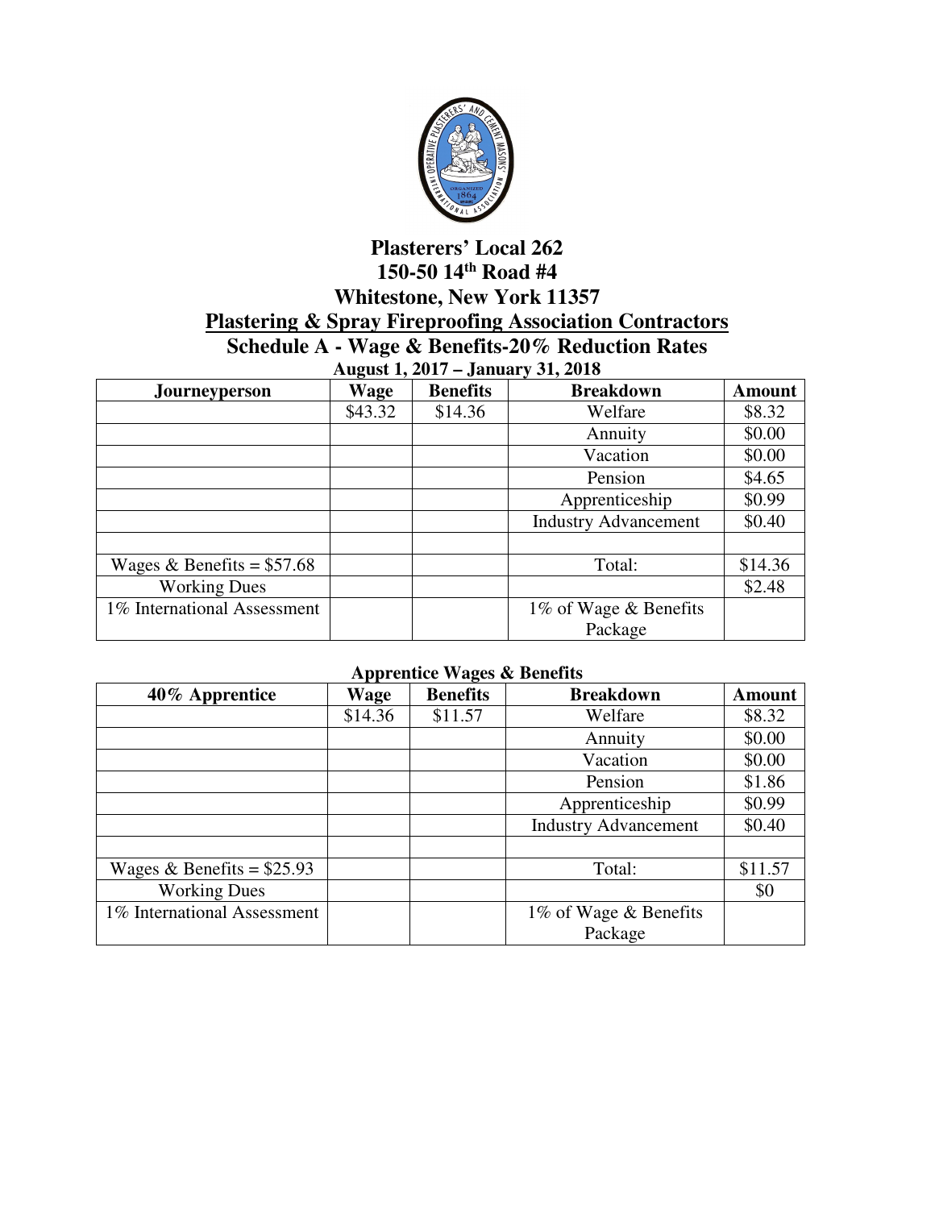# Plasterers' Local 262

## 150-50 14th Road #4

## Whitestone, New York 11357

## Plastering & Spray Fireproofing Association Contractors

## Schedule A - Wage & Benefits-20% Reduction Rates

**August 1, 2017 – January 31, 2018**

| Journeyperson | Wage | Benefits | Breakdown | Amount |
|---|---|---|---|---|
| | $43.32 | $14.36 | Welfare | $8.32 |
| | | | Annuity | $0.00 |
| | | | Vacation | $0.00 |
| | | | Pension | $4.65 |
| | | | Apprenticeship | $0.99 |
| | | | Industry Advancement | $0.40 |
| | | | | |
| Wages & Benefits = $57.68 | | | Total: | $14.36 |
| Working Dues | | | | $2.48 |
| 1% International Assessment | | | 1% of Wage & Benefits Package | |

**Apprentice Wages & Benefits**

| 40% Apprentice | Wage | Benefits | Breakdown | Amount |
|---|---|---|---|---|
| | $14.36 | $11.57 | Welfare | $8.32 |
| | | | Annuity | $0.00 |
| | | | Vacation | $0.00 |
| | | | Pension | $1.86 |
| | | | Apprenticeship | $0.99 |
| | | | Industry Advancement | $0.40 |
| | | | | |
| Wages & Benefits = $25.93 | | | Total: | $11.57 |
| Working Dues | | | | $0 |
| 1% International Assessment | | | 1% of Wage & Benefits Package | |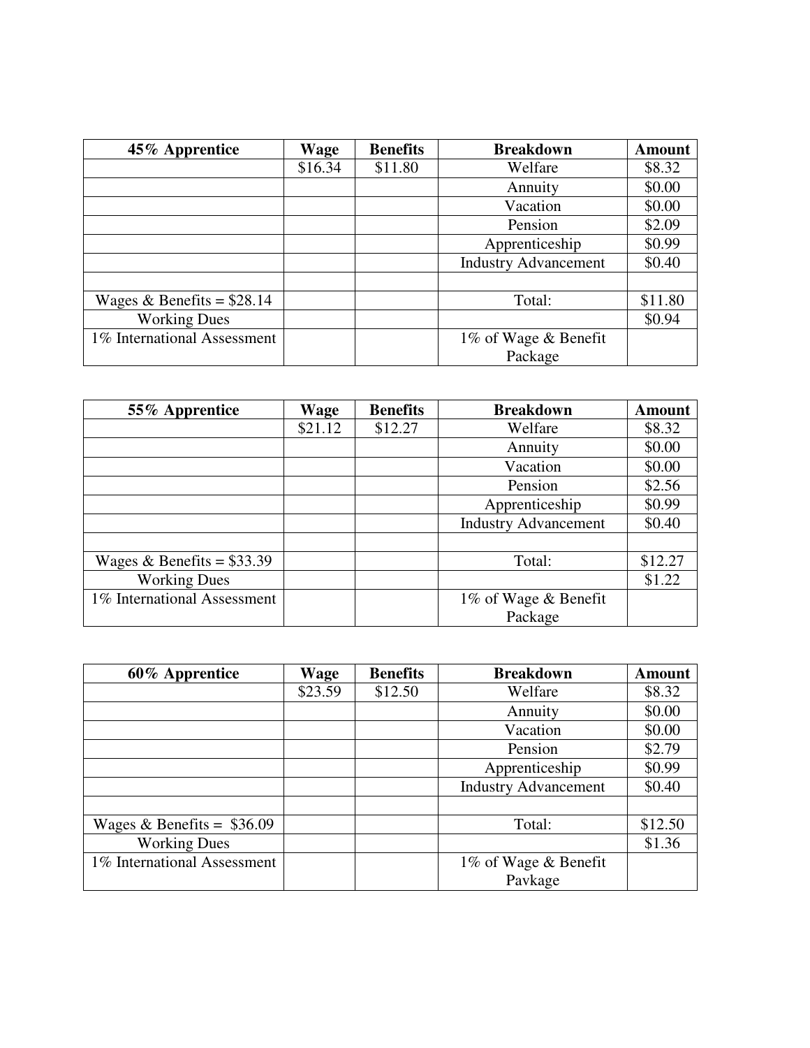| 45% Apprentice | Wage | Benefits | Breakdown | Amount |
|---|---|---|---|---|
| | $16.34 | $11.80 | Welfare | $8.32 |
| | | | Annuity | $0.00 |
| | | | Vacation | $0.00 |
| | | | Pension | $2.09 |
| | | | Apprenticeship | $0.99 |
| | | | Industry Advancement | $0.40 |
| | | | | |
| Wages & Benefits = $28.14 | | | Total: | $11.80 |
| Working Dues | | | | $0.94 |
| 1% International Assessment | | | 1% of Wage & Benefit Package | |

| 55% Apprentice | Wage | Benefits | Breakdown | Amount |
|---|---|---|---|---|
| | $21.12 | $12.27 | Welfare | $8.32 |
| | | | Annuity | $0.00 |
| | | | Vacation | $0.00 |
| | | | Pension | $2.56 |
| | | | Apprenticeship | $0.99 |
| | | | Industry Advancement | $0.40 |
| | | | | |
| Wages & Benefits = $33.39 | | | Total: | $12.27 |
| Working Dues | | | | $1.22 |
| 1% International Assessment | | | 1% of Wage & Benefit Package | |

| 60% Apprentice | Wage | Benefits | Breakdown | Amount |
|---|---|---|---|---|
| | $23.59 | $12.50 | Welfare | $8.32 |
| | | | Annuity | $0.00 |
| | | | Vacation | $0.00 |
| | | | Pension | $2.79 |
| | | | Apprenticeship | $0.99 |
| | | | Industry Advancement | $0.40 |
| | | | | |
| Wages & Benefits = $36.09 | | | Total: | $12.50 |
| Working Dues | | | | $1.36 |
| 1% International Assessment | | | 1% of Wage & Benefit Pavkage | |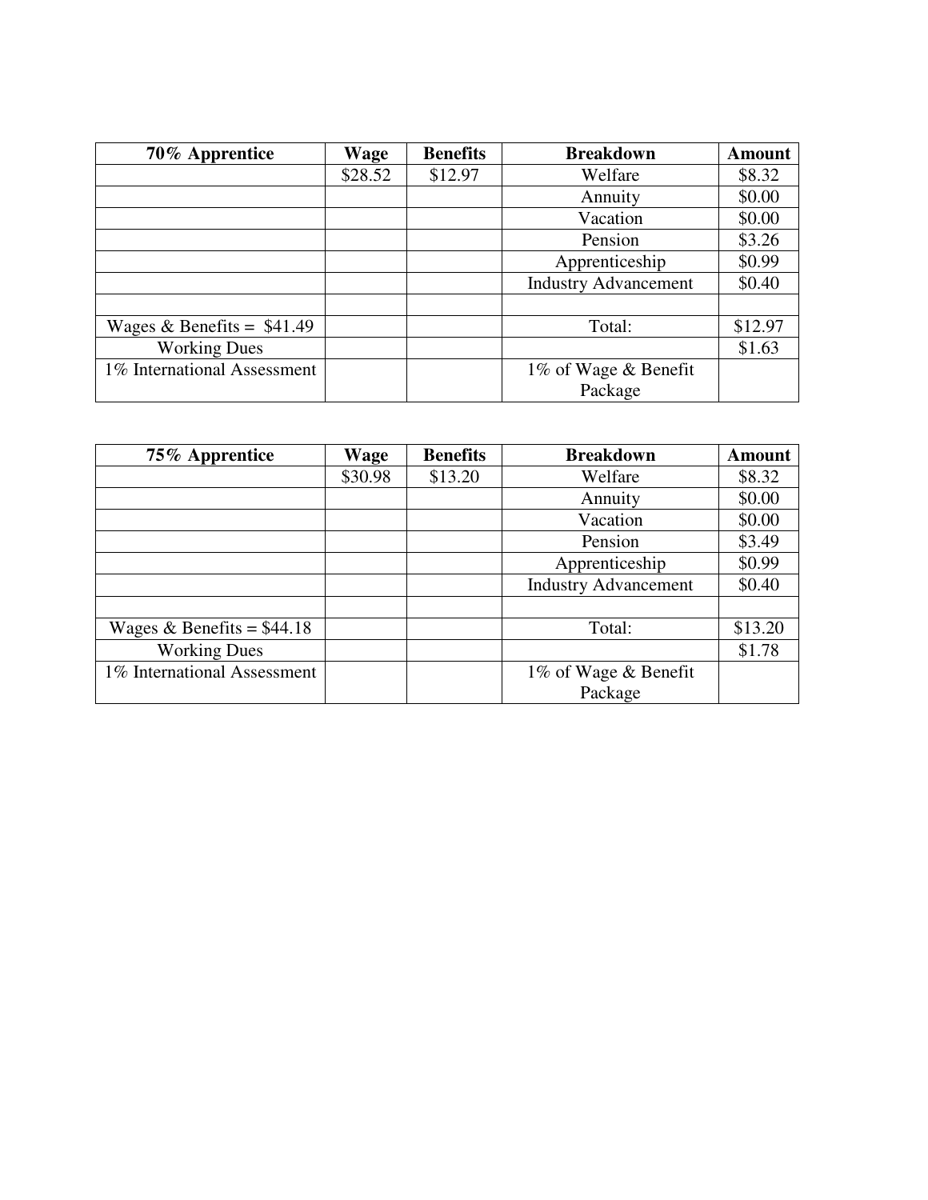| 70% Apprentice | Wage | Benefits | Breakdown | Amount |
|---|---|---|---|---|
| | $28.52 | $12.97 | Welfare | $8.32 |
| | | | Annuity | $0.00 |
| | | | Vacation | $0.00 |
| | | | Pension | $3.26 |
| | | | Apprenticeship | $0.99 |
| | | | Industry Advancement | $0.40 |
| | | | | |
| Wages & Benefits = $41.49 | | | Total: | $12.97 |
| Working Dues | | | | $1.63 |
| 1% International Assessment | | | 1% of Wage & Benefit Package | |

| 75% Apprentice | Wage | Benefits | Breakdown | Amount |
|---|---|---|---|---|
| | $30.98 | $13.20 | Welfare | $8.32 |
| | | | Annuity | $0.00 |
| | | | Vacation | $0.00 |
| | | | Pension | $3.49 |
| | | | Apprenticeship | $0.99 |
| | | | Industry Advancement | $0.40 |
| | | | | |
| Wages & Benefits = $44.18 | | | Total: | $13.20 |
| Working Dues | | | | $1.78 |
| 1% International Assessment | | | 1% of Wage & Benefit Package | |